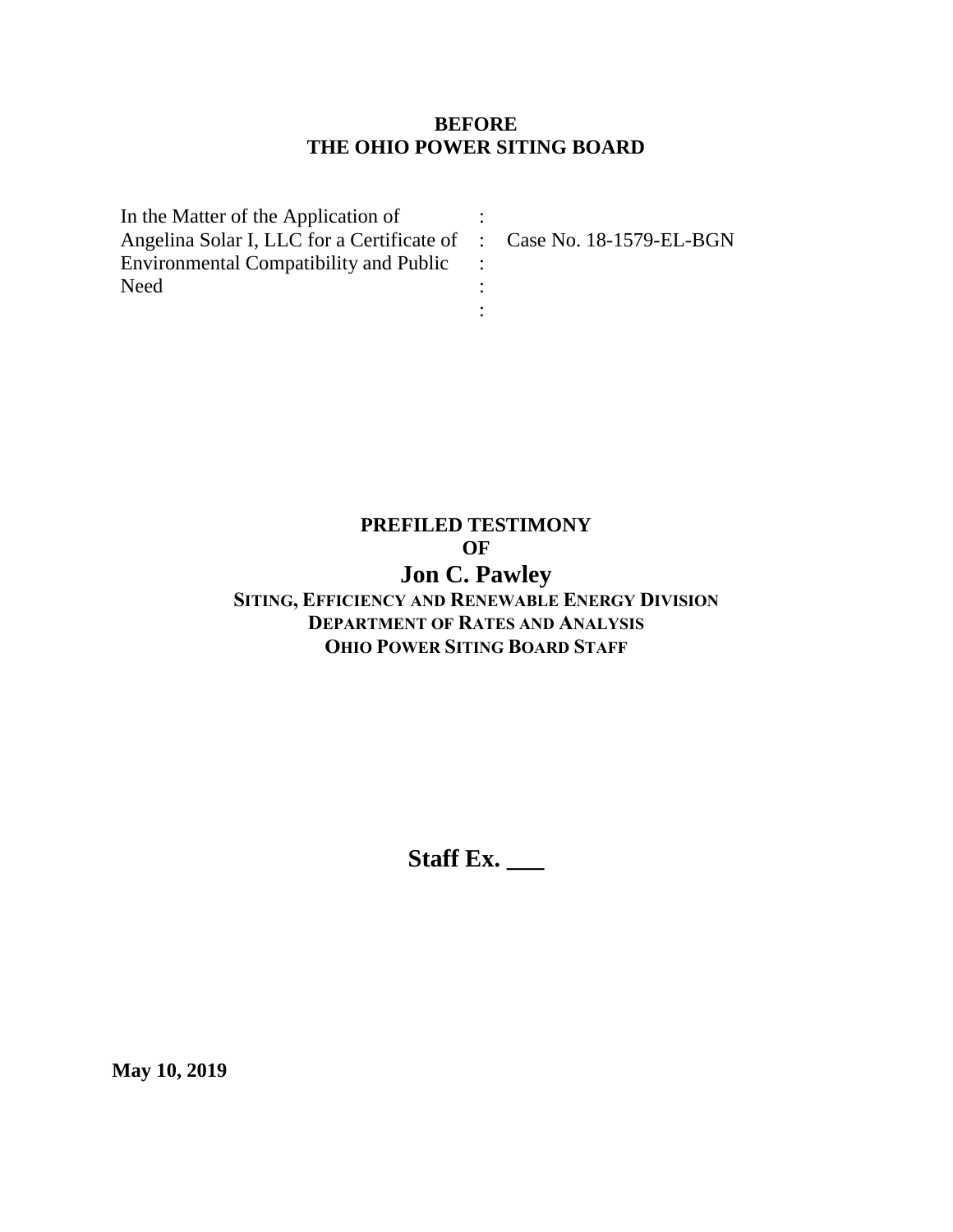**BEFORE**
**THE OHIO POWER SITING BOARD**

| | | |
|---|---|---|
| In the Matter of the Application of | : | |
| Angelina Solar I, LLC for a Certificate of | : | Case No. 18-1579-EL-BGN |
| Environmental Compatibility and Public | : | |
| Need | : | |
| | : | |

**PREFILED TESTIMONY**
**OF**
**Jon C. Pawley**
**SITING, EFFICIENCY AND RENEWABLE ENERGY DIVISION**
**DEPARTMENT OF RATES AND ANALYSIS**
**OHIO POWER SITING BOARD STAFF**

**Staff Ex. ___**

**May 10, 2019**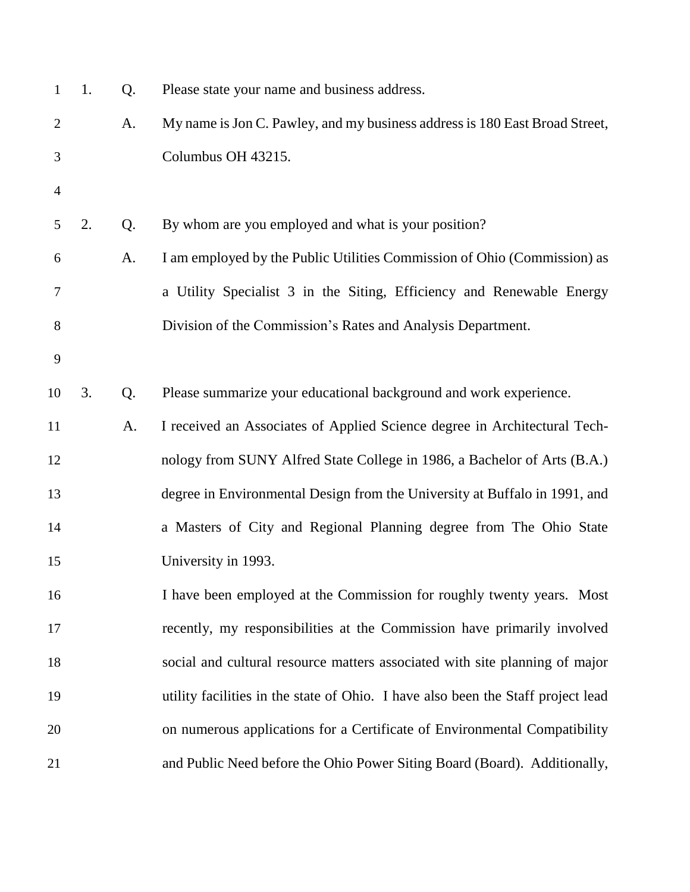1. Q. Please state your name and business address.

A. My name is Jon C. Pawley, and my business address is 180 East Broad Street, Columbus OH 43215.

2. Q. By whom are you employed and what is your position?

A. I am employed by the Public Utilities Commission of Ohio (Commission) as a Utility Specialist 3 in the Siting, Efficiency and Renewable Energy Division of the Commission's Rates and Analysis Department.

3. Q. Please summarize your educational background and work experience.

A. I received an Associates of Applied Science degree in Architectural Technology from SUNY Alfred State College in 1986, a Bachelor of Arts (B.A.) degree in Environmental Design from the University at Buffalo in 1991, and a Masters of City and Regional Planning degree from The Ohio State University in 1993.

I have been employed at the Commission for roughly twenty years. Most recently, my responsibilities at the Commission have primarily involved social and cultural resource matters associated with site planning of major utility facilities in the state of Ohio. I have also been the Staff project lead on numerous applications for a Certificate of Environmental Compatibility and Public Need before the Ohio Power Siting Board (Board). Additionally,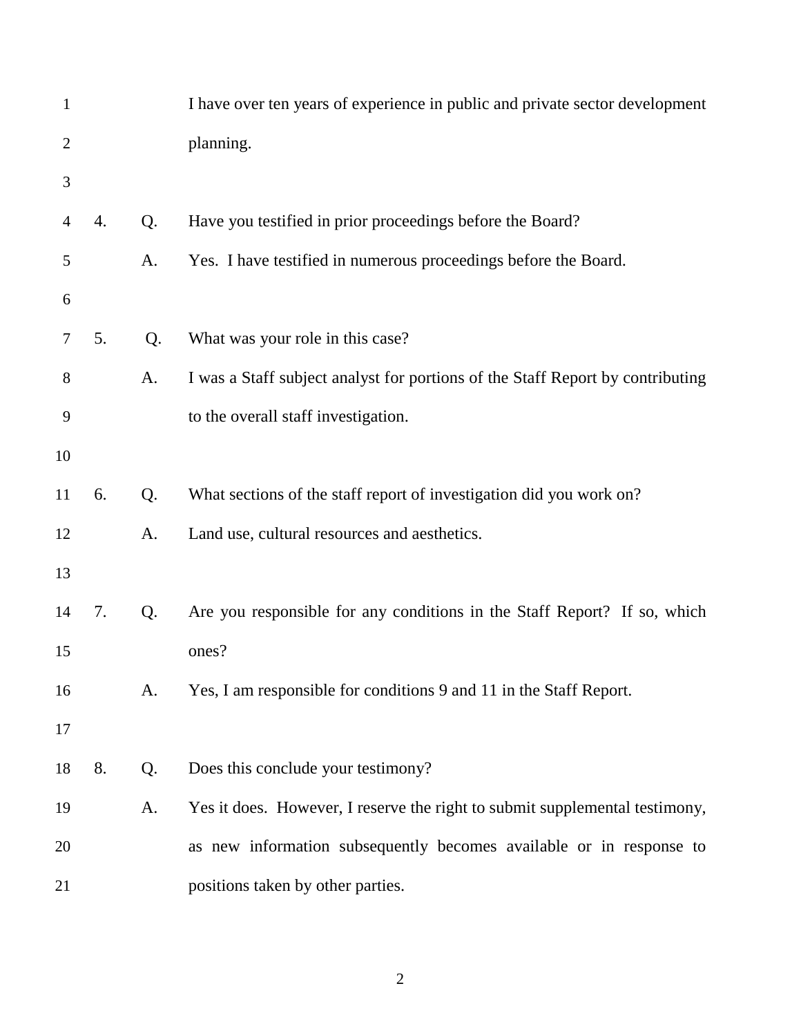I have over ten years of experience in public and private sector development planning.

4. Q. Have you testified in prior proceedings before the Board?

A. Yes. I have testified in numerous proceedings before the Board.

5. Q. What was your role in this case?

A. I was a Staff subject analyst for portions of the Staff Report by contributing to the overall staff investigation.

6. Q. What sections of the staff report of investigation did you work on?

A. Land use, cultural resources and aesthetics.

7. Q. Are you responsible for any conditions in the Staff Report? If so, which ones?

A. Yes, I am responsible for conditions 9 and 11 in the Staff Report.

8. Q. Does this conclude your testimony?

A. Yes it does. However, I reserve the right to submit supplemental testimony, as new information subsequently becomes available or in response to positions taken by other parties.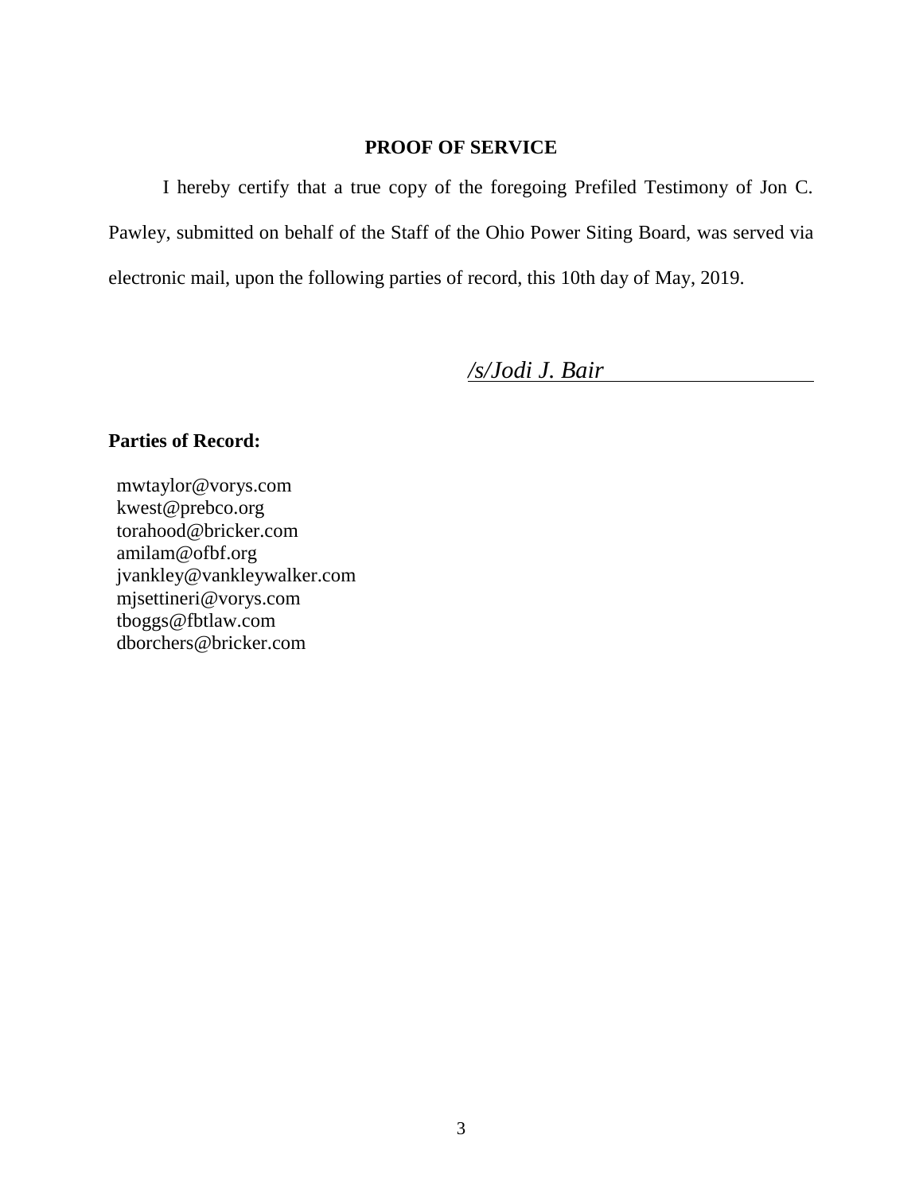## PROOF OF SERVICE

I hereby certify that a true copy of the foregoing Prefiled Testimony of Jon C. Pawley, submitted on behalf of the Staff of the Ohio Power Siting Board, was served via electronic mail, upon the following parties of record, this 10th day of May, 2019.

*/s/Jodi J. Bair*

**Parties of Record:**

mwtaylor@vorys.com
kwest@prebco.org
torahood@bricker.com
amilam@ofbf.org
jvankley@vankleywalker.com
mjsettineri@vorys.com
tboggs@fbtlaw.com
dborchers@bricker.com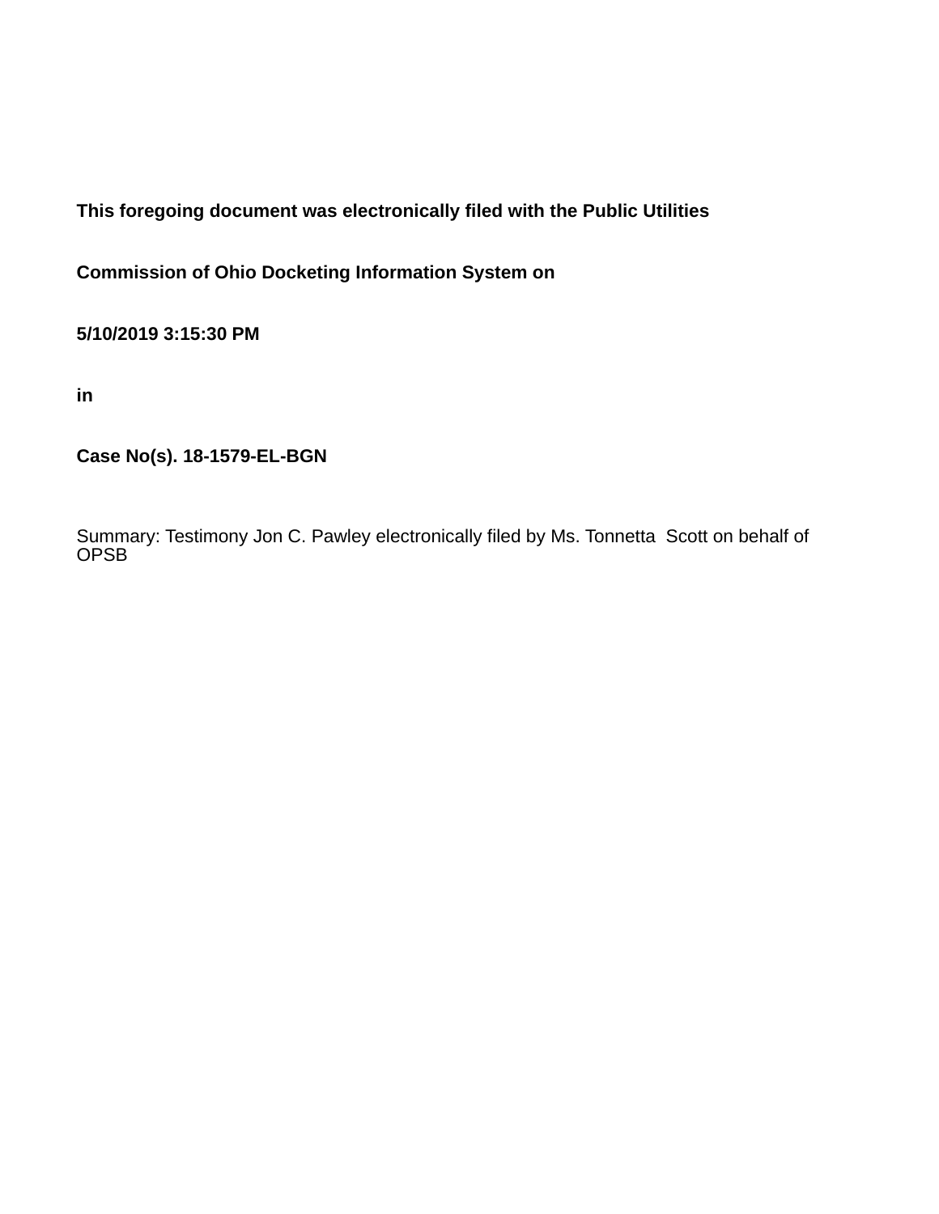**This foregoing document was electronically filed with the Public Utilities**

**Commission of Ohio Docketing Information System on**

**5/10/2019 3:15:30 PM**

**in**

**Case No(s). 18-1579-EL-BGN**

Summary: Testimony Jon C. Pawley electronically filed by Ms. Tonnetta Scott on behalf of OPSB